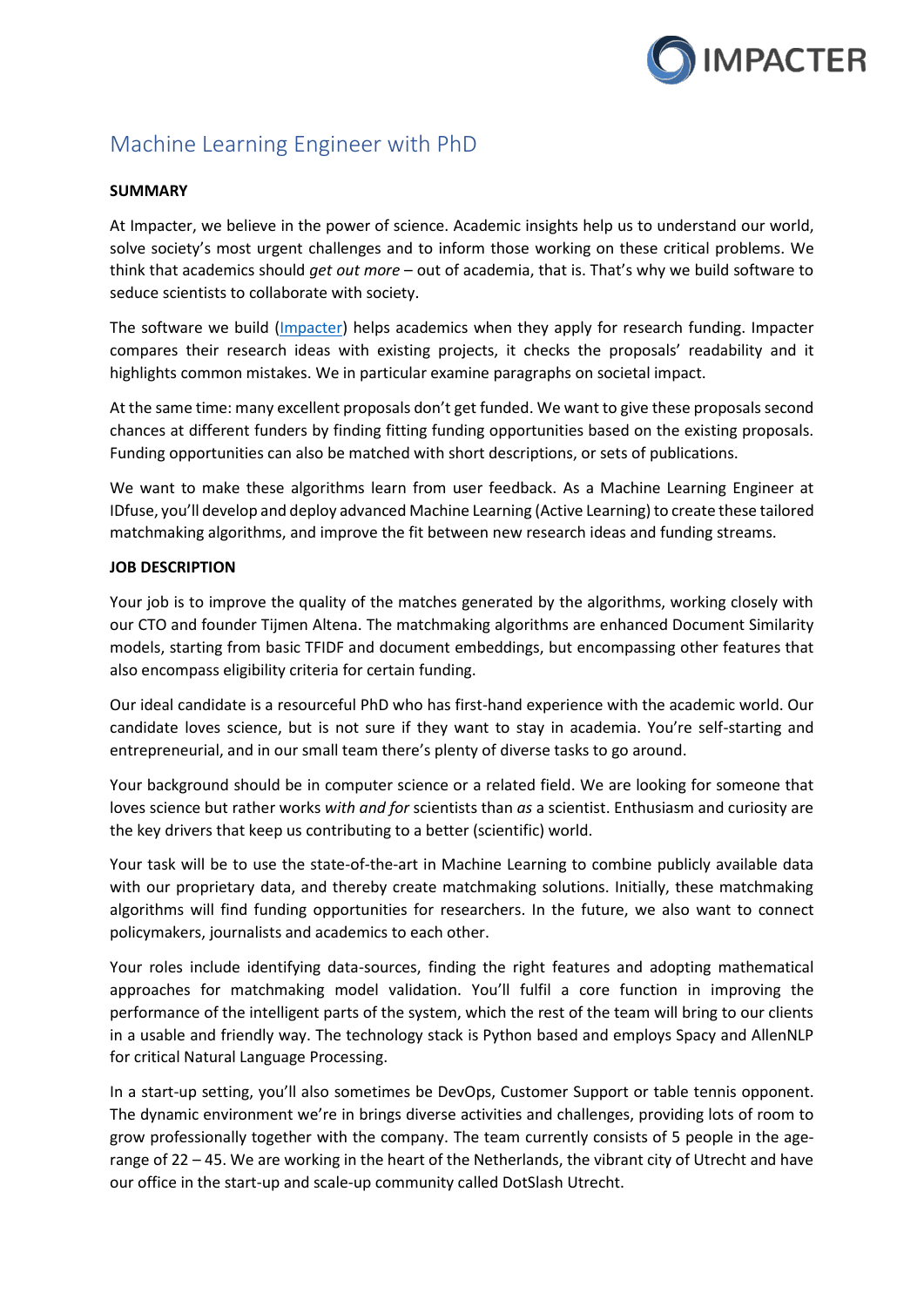# Machine Learning Engineer with PhD

**SUMMARY**

At Impacter, we believe in the power of science. Academic insights help us to understand our world, solve society's most urgent challenges and to inform those working on these critical problems. We think that academics should *get out more* – out of academia, that is. That's why we build software to seduce scientists to collaborate with society.

The software we build (Impacter) helps academics when they apply for research funding. Impacter compares their research ideas with existing projects, it checks the proposals' readability and it highlights common mistakes. We in particular examine paragraphs on societal impact.

At the same time: many excellent proposals don't get funded. We want to give these proposals second chances at different funders by finding fitting funding opportunities based on the existing proposals. Funding opportunities can also be matched with short descriptions, or sets of publications.

We want to make these algorithms learn from user feedback. As a Machine Learning Engineer at IDfuse, you'll develop and deploy advanced Machine Learning (Active Learning) to create these tailored matchmaking algorithms, and improve the fit between new research ideas and funding streams.

**JOB DESCRIPTION**

Your job is to improve the quality of the matches generated by the algorithms, working closely with our CTO and founder Tijmen Altena. The matchmaking algorithms are enhanced Document Similarity models, starting from basic TFIDF and document embeddings, but encompassing other features that also encompass eligibility criteria for certain funding.

Our ideal candidate is a resourceful PhD who has first-hand experience with the academic world. Our candidate loves science, but is not sure if they want to stay in academia. You're self-starting and entrepreneurial, and in our small team there's plenty of diverse tasks to go around.

Your background should be in computer science or a related field. We are looking for someone that loves science but rather works *with and for* scientists than *as* a scientist. Enthusiasm and curiosity are the key drivers that keep us contributing to a better (scientific) world.

Your task will be to use the state-of-the-art in Machine Learning to combine publicly available data with our proprietary data, and thereby create matchmaking solutions. Initially, these matchmaking algorithms will find funding opportunities for researchers. In the future, we also want to connect policymakers, journalists and academics to each other.

Your roles include identifying data-sources, finding the right features and adopting mathematical approaches for matchmaking model validation. You'll fulfil a core function in improving the performance of the intelligent parts of the system, which the rest of the team will bring to our clients in a usable and friendly way. The technology stack is Python based and employs Spacy and AllenNLP for critical Natural Language Processing.

In a start-up setting, you'll also sometimes be DevOps, Customer Support or table tennis opponent. The dynamic environment we're in brings diverse activities and challenges, providing lots of room to grow professionally together with the company. The team currently consists of 5 people in the age-range of 22 – 45. We are working in the heart of the Netherlands, the vibrant city of Utrecht and have our office in the start-up and scale-up community called DotSlash Utrecht.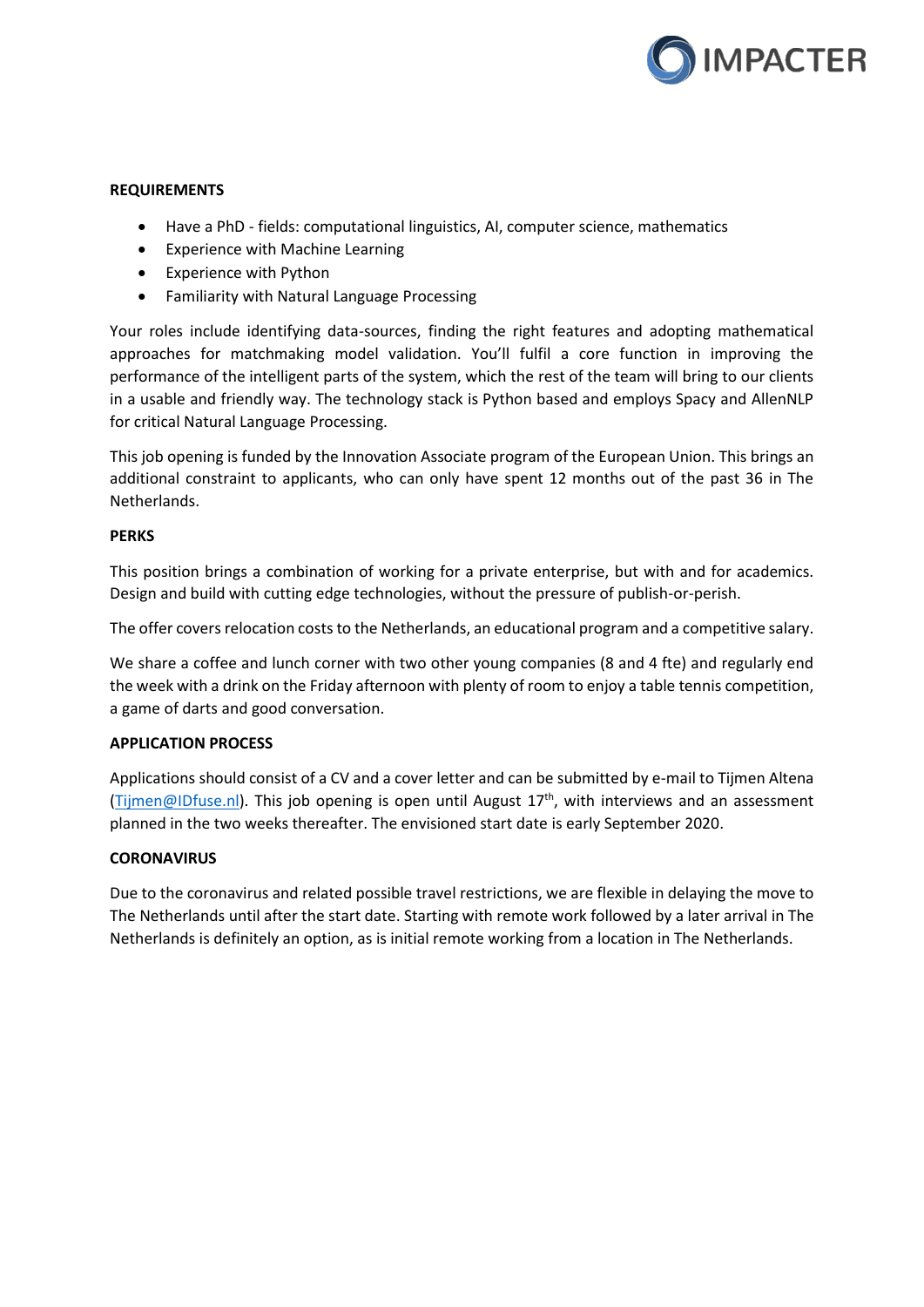**REQUIREMENTS**

- Have a PhD - fields: computational linguistics, AI, computer science, mathematics
- Experience with Machine Learning
- Experience with Python
- Familiarity with Natural Language Processing

Your roles include identifying data-sources, finding the right features and adopting mathematical approaches for matchmaking model validation. You'll fulfil a core function in improving the performance of the intelligent parts of the system, which the rest of the team will bring to our clients in a usable and friendly way. The technology stack is Python based and employs Spacy and AllenNLP for critical Natural Language Processing.

This job opening is funded by the Innovation Associate program of the European Union. This brings an additional constraint to applicants, who can only have spent 12 months out of the past 36 in The Netherlands.

**PERKS**

This position brings a combination of working for a private enterprise, but with and for academics. Design and build with cutting edge technologies, without the pressure of publish-or-perish.

The offer covers relocation costs to the Netherlands, an educational program and a competitive salary.

We share a coffee and lunch corner with two other young companies (8 and 4 fte) and regularly end the week with a drink on the Friday afternoon with plenty of room to enjoy a table tennis competition, a game of darts and good conversation.

**APPLICATION PROCESS**

Applications should consist of a CV and a cover letter and can be submitted by e-mail to Tijmen Altena (Tijmen@IDfuse.nl). This job opening is open until August 17th, with interviews and an assessment planned in the two weeks thereafter. The envisioned start date is early September 2020.

**CORONAVIRUS**

Due to the coronavirus and related possible travel restrictions, we are flexible in delaying the move to The Netherlands until after the start date. Starting with remote work followed by a later arrival in The Netherlands is definitely an option, as is initial remote working from a location in The Netherlands.